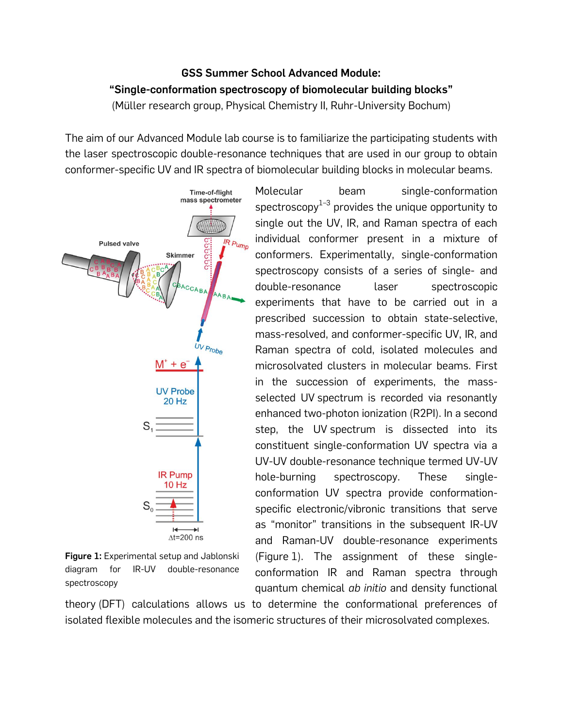**GSS Summer School Advanced Module:**

**“Single-conformation spectroscopy of biomolecular building blocks”**

(Müller research group, Physical Chemistry II, Ruhr-University Bochum)

The aim of our Advanced Module lab course is to familiarize the participating students with the laser spectroscopic double-resonance techniques that are used in our group to obtain conformer-specific UV and IR spectra of biomolecular building blocks in molecular beams.

**Figure 1:** Experimental setup and Jablonski diagram for IR-UV double-resonance spectroscopy

Molecular beam single-conformation spectroscopy[1–3] provides the unique opportunity to single out the UV, IR, and Raman spectra of each individual conformer present in a mixture of conformers. Experimentally, single-conformation spectroscopy consists of a series of single- and double-resonance laser spectroscopic experiments that have to be carried out in a prescribed succession to obtain state-selective, mass-resolved, and conformer-specific UV, IR, and Raman spectra of cold, isolated molecules and microsolvated clusters in molecular beams. First in the succession of experiments, the mass-selected UV spectrum is recorded via resonantly enhanced two-photon ionization (R2PI). In a second step, the UV spectrum is dissected into its constituent single-conformation UV spectra via a UV-UV double-resonance technique termed UV-UV hole-burning spectroscopy. These single-conformation UV spectra provide conformation-specific electronic/vibronic transitions that serve as “monitor” transitions in the subsequent IR-UV and Raman-UV double-resonance experiments (Figure 1). The assignment of these single-conformation IR and Raman spectra through quantum chemical *ab initio* and density functional theory (DFT) calculations allows us to determine the conformational preferences of isolated flexible molecules and the isomeric structures of their microsolvated complexes.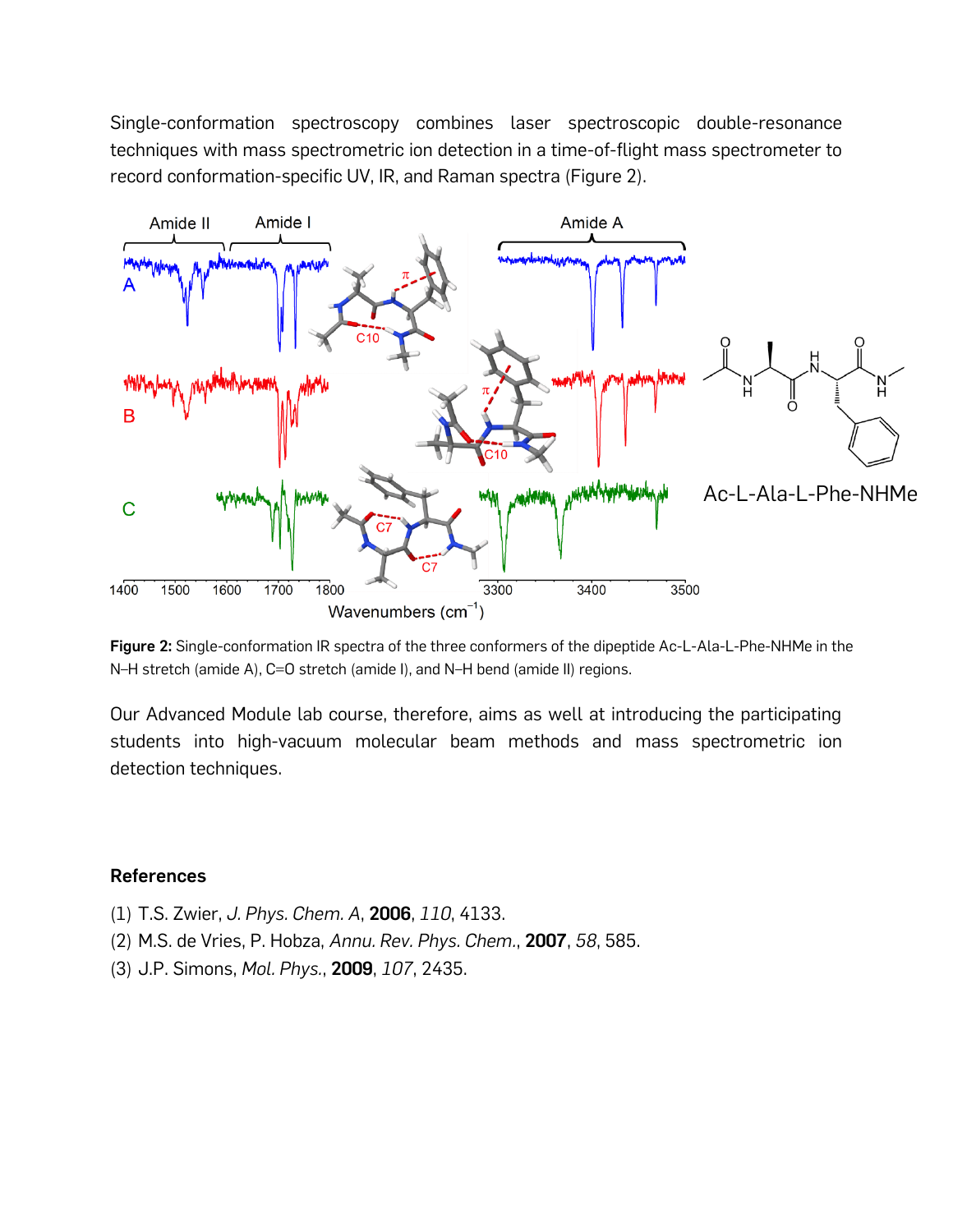Single-conformation spectroscopy combines laser spectroscopic double-resonance techniques with mass spectrometric ion detection in a time-of-flight mass spectrometer to record conformation-specific UV, IR, and Raman spectra (Figure 2).

Amide II

Amide I

Amide A

A

B

C

π

C10

C7

Ac-L-Ala-L-Phe-NHMe

1400 1500 1600 1700 1800

3300 3400 3500

Wavenumbers ($cm^{-1}$)

**Figure 2:** Single-conformation IR spectra of the three conformers of the dipeptide Ac-L-Ala-L-Phe-NHMe in the N–H stretch (amide A), C=O stretch (amide I), and N–H bend (amide II) regions.

Our Advanced Module lab course, therefore, aims as well at introducing the participating students into high-vacuum molecular beam methods and mass spectrometric ion detection techniques.

### References

(1) T.S. Zwier, *J. Phys. Chem. A*, **2006**, *110*, 4133.

(2) M.S. de Vries, P. Hobza, *Annu. Rev. Phys. Chem.*, **2007**, *58*, 585.

(3) J.P. Simons, *Mol. Phys.*, **2009**, *107*, 2435.